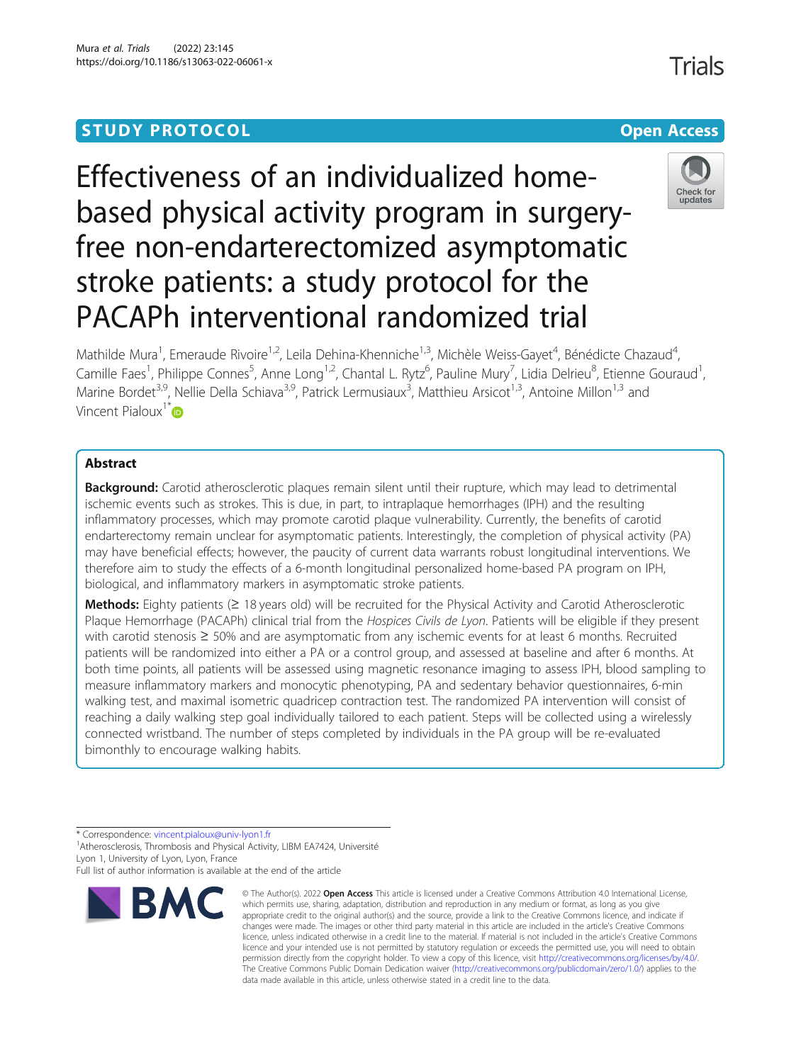STUDY PROTOCOL

Open Access

# Effectiveness of an individualized home-based physical activity program in surgery-free non-endarterectomized asymptomatic stroke patients: a study protocol for the PACAPh interventional randomized trial

Mathilde Mura[1], Emeraude Rivoire[1,2], Leila Dehina-Khenniche[1,3], Michèle Weiss-Gayet[4], Bénédicte Chazaud[4], Camille Faes[1], Philippe Connes[5], Anne Long[1,2], Chantal L. Rytz[6], Pauline Mury[7], Lidia Delrieu[8], Etienne Gouraud[1], Marine Bordet[3,9], Nellie Della Schiava[3,9], Patrick Lermusiaux[3], Matthieu Arsicot[1,3], Antoine Millon[1,3] and Vincent Pialoux[1*]

## Abstract

**Background:** Carotid atherosclerotic plaques remain silent until their rupture, which may lead to detrimental ischemic events such as strokes. This is due, in part, to intraplaque hemorrhages (IPH) and the resulting inflammatory processes, which may promote carotid plaque vulnerability. Currently, the benefits of carotid endarterectomy remain unclear for asymptomatic patients. Interestingly, the completion of physical activity (PA) may have beneficial effects; however, the paucity of current data warrants robust longitudinal interventions. We therefore aim to study the effects of a 6-month longitudinal personalized home-based PA program on IPH, biological, and inflammatory markers in asymptomatic stroke patients.

**Methods:** Eighty patients (≥ 18 years old) will be recruited for the Physical Activity and Carotid Atherosclerotic Plaque Hemorrhage (PACAPh) clinical trial from the *Hospices Civils de Lyon*. Patients will be eligible if they present with carotid stenosis ≥ 50% and are asymptomatic from any ischemic events for at least 6 months. Recruited patients will be randomized into either a PA or a control group, and assessed at baseline and after 6 months. At both time points, all patients will be assessed using magnetic resonance imaging to assess IPH, blood sampling to measure inflammatory markers and monocytic phenotyping, PA and sedentary behavior questionnaires, 6-min walking test, and maximal isometric quadricep contraction test. The randomized PA intervention will consist of reaching a daily walking step goal individually tailored to each patient. Steps will be collected using a wirelessly connected wristband. The number of steps completed by individuals in the PA group will be re-evaluated bimonthly to encourage walking habits.

\* Correspondence: vincent.pialoux@univ-lyon1.fr
[1]Atherosclerosis, Thrombosis and Physical Activity, LIBM EA7424, Université Lyon 1, University of Lyon, Lyon, France
Full list of author information is available at the end of the article

© The Author(s). 2022 **Open Access** This article is licensed under a Creative Commons Attribution 4.0 International License, which permits use, sharing, adaptation, distribution and reproduction in any medium or format, as long as you give appropriate credit to the original author(s) and the source, provide a link to the Creative Commons licence, and indicate if changes were made. The images or other third party material in this article are included in the article's Creative Commons licence, unless indicated otherwise in a credit line to the material. If material is not included in the article's Creative Commons licence and your intended use is not permitted by statutory regulation or exceeds the permitted use, you will need to obtain permission directly from the copyright holder. To view a copy of this licence, visit http://creativecommons.org/licenses/by/4.0/. The Creative Commons Public Domain Dedication waiver (http://creativecommons.org/publicdomain/zero/1.0/) applies to the data made available in this article, unless otherwise stated in a credit line to the data.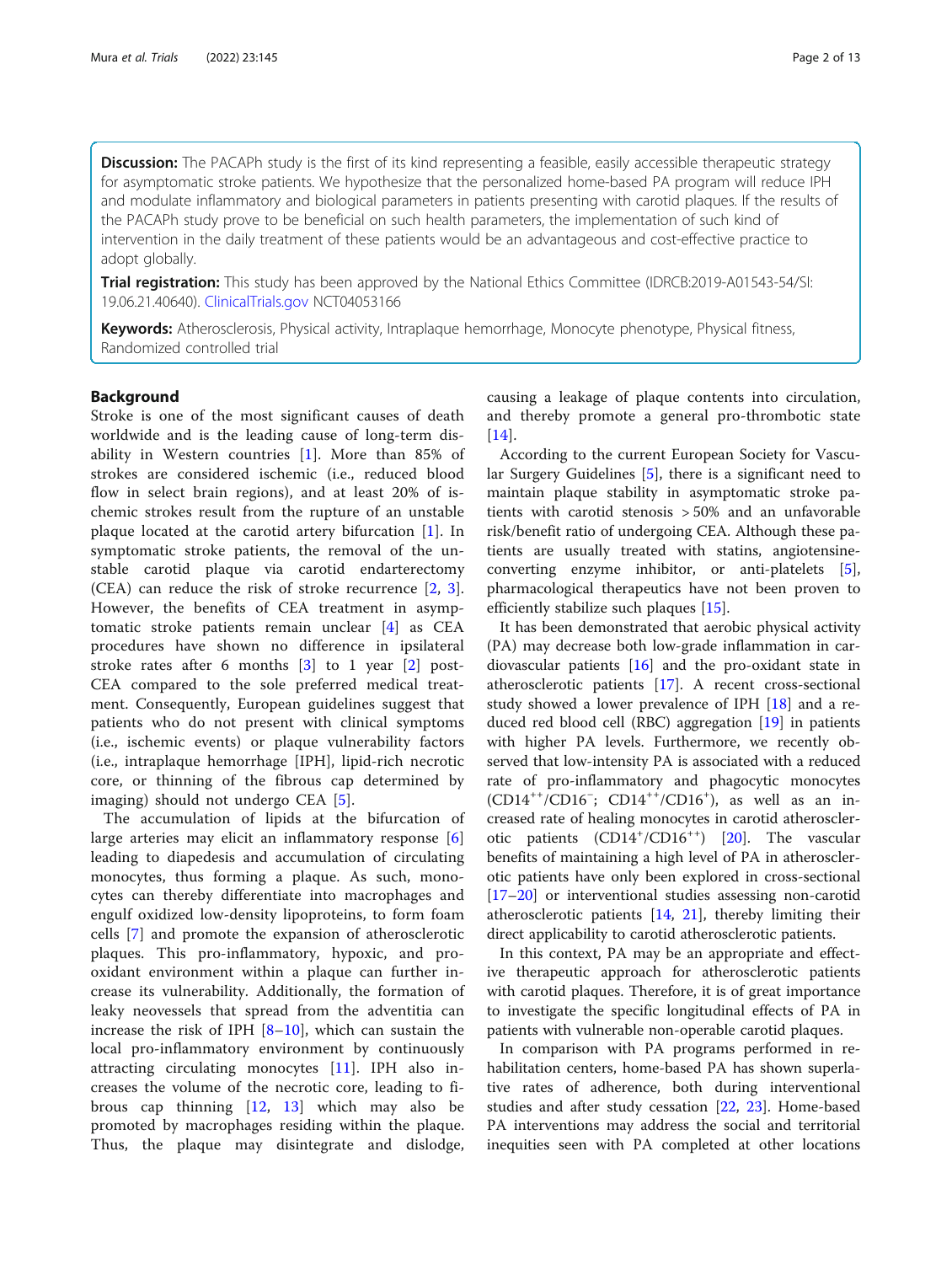**Discussion:** The PACAPh study is the first of its kind representing a feasible, easily accessible therapeutic strategy for asymptomatic stroke patients. We hypothesize that the personalized home-based PA program will reduce IPH and modulate inflammatory and biological parameters in patients presenting with carotid plaques. If the results of the PACAPh study prove to be beneficial on such health parameters, the implementation of such kind of intervention in the daily treatment of these patients would be an advantageous and cost-effective practice to adopt globally.

**Trial registration:** This study has been approved by the National Ethics Committee (IDRCB:2019-A01543-54/SI: 19.06.21.40640). ClinicalTrials.gov NCT04053166

**Keywords:** Atherosclerosis, Physical activity, Intraplaque hemorrhage, Monocyte phenotype, Physical fitness, Randomized controlled trial

## Background

Stroke is one of the most significant causes of death worldwide and is the leading cause of long-term disability in Western countries [1]. More than 85% of strokes are considered ischemic (i.e., reduced blood flow in select brain regions), and at least 20% of ischemic strokes result from the rupture of an unstable plaque located at the carotid artery bifurcation [1]. In symptomatic stroke patients, the removal of the unstable carotid plaque via carotid endarterectomy (CEA) can reduce the risk of stroke recurrence [2, 3]. However, the benefits of CEA treatment in asymptomatic stroke patients remain unclear [4] as CEA procedures have shown no difference in ipsilateral stroke rates after 6 months [3] to 1 year [2] post-CEA compared to the sole preferred medical treatment. Consequently, European guidelines suggest that patients who do not present with clinical symptoms (i.e., ischemic events) or plaque vulnerability factors (i.e., intraplaque hemorrhage [IPH], lipid-rich necrotic core, or thinning of the fibrous cap determined by imaging) should not undergo CEA [5].

The accumulation of lipids at the bifurcation of large arteries may elicit an inflammatory response [6] leading to diapedesis and accumulation of circulating monocytes, thus forming a plaque. As such, monocytes can thereby differentiate into macrophages and engulf oxidized low-density lipoproteins, to form foam cells [7] and promote the expansion of atherosclerotic plaques. This pro-inflammatory, hypoxic, and pro-oxidant environment within a plaque can further increase its vulnerability. Additionally, the formation of leaky neovessels that spread from the adventitia can increase the risk of IPH [8–10], which can sustain the local pro-inflammatory environment by continuously attracting circulating monocytes [11]. IPH also increases the volume of the necrotic core, leading to fibrous cap thinning [12, 13] which may also be promoted by macrophages residing within the plaque. Thus, the plaque may disintegrate and dislodge, causing a leakage of plaque contents into circulation, and thereby promote a general pro-thrombotic state [14].

According to the current European Society for Vascular Surgery Guidelines [5], there is a significant need to maintain plaque stability in asymptomatic stroke patients with carotid stenosis > 50% and an unfavorable risk/benefit ratio of undergoing CEA. Although these patients are usually treated with statins, angiotensine-converting enzyme inhibitor, or anti-platelets [5], pharmacological therapeutics have not been proven to efficiently stabilize such plaques [15].

It has been demonstrated that aerobic physical activity (PA) may decrease both low-grade inflammation in cardiovascular patients [16] and the pro-oxidant state in atherosclerotic patients [17]. A recent cross-sectional study showed a lower prevalence of IPH [18] and a reduced red blood cell (RBC) aggregation [19] in patients with higher PA levels. Furthermore, we recently observed that low-intensity PA is associated with a reduced rate of pro-inflammatory and phagocytic monocytes ($CD14^{++}/CD16^{-}$; $CD14^{++}/CD16^{+}$), as well as an increased rate of healing monocytes in carotid atherosclerotic patients ($CD14^{+}/CD16^{++}$) [20]. The vascular benefits of maintaining a high level of PA in atherosclerotic patients have only been explored in cross-sectional [17–20] or interventional studies assessing non-carotid atherosclerotic patients [14, 21], thereby limiting their direct applicability to carotid atherosclerotic patients.

In this context, PA may be an appropriate and effective therapeutic approach for atherosclerotic patients with carotid plaques. Therefore, it is of great importance to investigate the specific longitudinal effects of PA in patients with vulnerable non-operable carotid plaques.

In comparison with PA programs performed in rehabilitation centers, home-based PA has shown superlative rates of adherence, both during interventional studies and after study cessation [22, 23]. Home-based PA interventions may address the social and territorial inequities seen with PA completed at other locations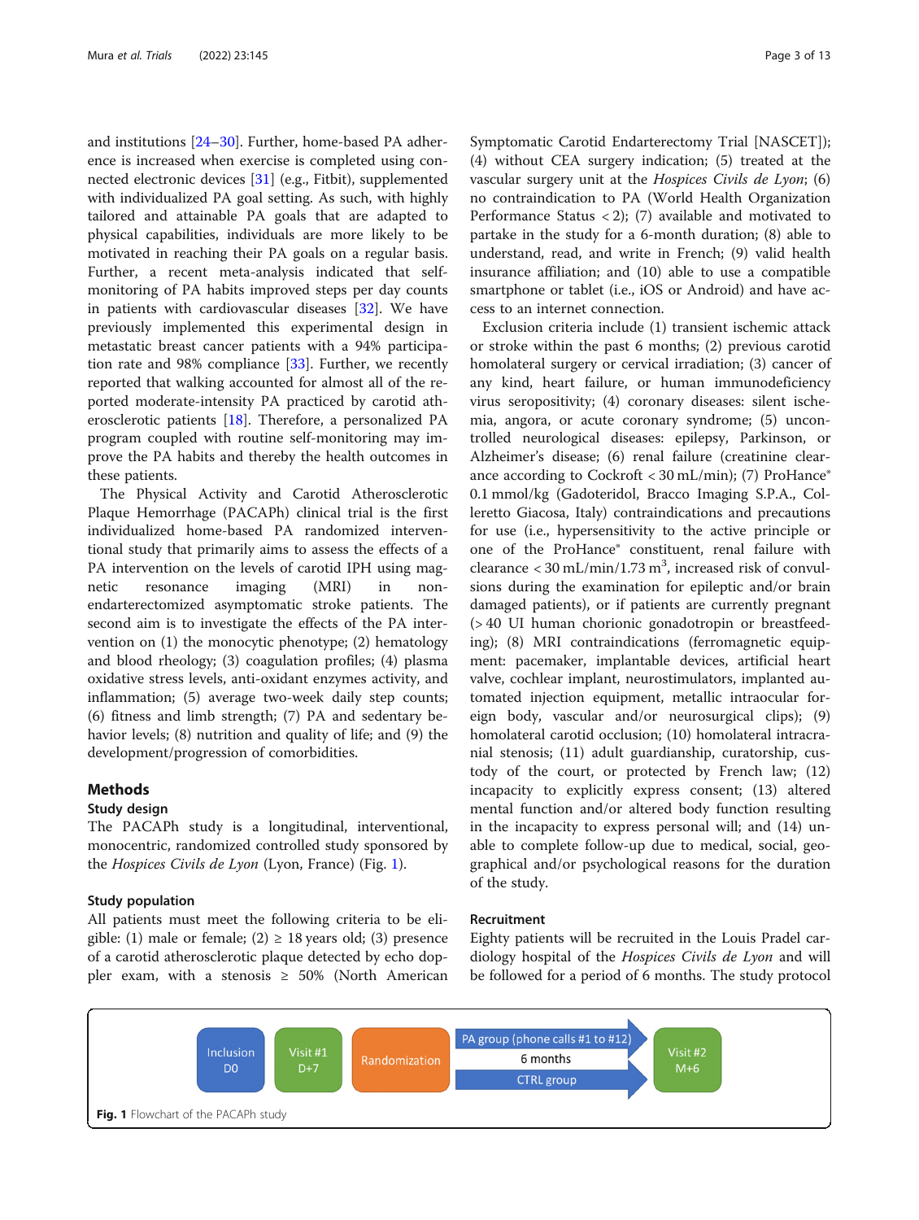and institutions [24–30]. Further, home-based PA adherence is increased when exercise is completed using connected electronic devices [31] (e.g., Fitbit), supplemented with individualized PA goal setting. As such, with highly tailored and attainable PA goals that are adapted to physical capabilities, individuals are more likely to be motivated in reaching their PA goals on a regular basis. Further, a recent meta-analysis indicated that self-monitoring of PA habits improved steps per day counts in patients with cardiovascular diseases [32]. We have previously implemented this experimental design in metastatic breast cancer patients with a 94% participation rate and 98% compliance [33]. Further, we recently reported that walking accounted for almost all of the reported moderate-intensity PA practiced by carotid atherosclerotic patients [18]. Therefore, a personalized PA program coupled with routine self-monitoring may improve the PA habits and thereby the health outcomes in these patients.

The Physical Activity and Carotid Atherosclerotic Plaque Hemorrhage (PACAPh) clinical trial is the first individualized home-based PA randomized interventional study that primarily aims to assess the effects of a PA intervention on the levels of carotid IPH using magnetic resonance imaging (MRI) in non-endarterectomized asymptomatic stroke patients. The second aim is to investigate the effects of the PA intervention on (1) the monocytic phenotype; (2) hematology and blood rheology; (3) coagulation profiles; (4) plasma oxidative stress levels, anti-oxidant enzymes activity, and inflammation; (5) average two-week daily step counts; (6) fitness and limb strength; (7) PA and sedentary behavior levels; (8) nutrition and quality of life; and (9) the development/progression of comorbidities.

## Methods

### Study design

The PACAPh study is a longitudinal, interventional, monocentric, randomized controlled study sponsored by the *Hospices Civils de Lyon* (Lyon, France) (Fig. 1).

### Study population

All patients must meet the following criteria to be eligible: (1) male or female; (2) ≥ 18 years old; (3) presence of a carotid atherosclerotic plaque detected by echo doppler exam, with a stenosis ≥ 50% (North American Symptomatic Carotid Endarterectomy Trial [NASCET]); (4) without CEA surgery indication; (5) treated at the vascular surgery unit at the *Hospices Civils de Lyon*; (6) no contraindication to PA (World Health Organization Performance Status < 2); (7) available and motivated to partake in the study for a 6-month duration; (8) able to understand, read, and write in French; (9) valid health insurance affiliation; and (10) able to use a compatible smartphone or tablet (i.e., iOS or Android) and have access to an internet connection.

Exclusion criteria include (1) transient ischemic attack or stroke within the past 6 months; (2) previous carotid homolateral surgery or cervical irradiation; (3) cancer of any kind, heart failure, or human immunodeficiency virus seropositivity; (4) coronary diseases: silent ischemia, angora, or acute coronary syndrome; (5) uncontrolled neurological diseases: epilepsy, Parkinson, or Alzheimer's disease; (6) renal failure (creatinine clearance according to Cockroft < 30 mL/min); (7) ProHance® 0.1 mmol/kg (Gadoteridol, Bracco Imaging S.P.A., Colleretto Giacosa, Italy) contraindications and precautions for use (i.e., hypersensitivity to the active principle or one of the ProHance® constituent, renal failure with clearance < 30 mL/min/1.73 $m^3$, increased risk of convulsions during the examination for epileptic and/or brain damaged patients), or if patients are currently pregnant (> 40 UI human chorionic gonadotropin or breastfeeding); (8) MRI contraindications (ferromagnetic equipment: pacemaker, implantable devices, artificial heart valve, cochlear implant, neurostimulators, implanted automated injection equipment, metallic intraocular foreign body, vascular and/or neurosurgical clips); (9) homolateral carotid occlusion; (10) homolateral intracranial stenosis; (11) adult guardianship, curatorship, custody of the court, or protected by French law; (12) incapacity to explicitly express consent; (13) altered mental function and/or altered body function resulting in the incapacity to express personal will; and (14) unable to complete follow-up due to medical, social, geographical and/or psychological reasons for the duration of the study.

### Recruitment

Eighty patients will be recruited in the Louis Pradel cardiology hospital of the *Hospices Civils de Lyon* and will be followed for a period of 6 months. The study protocol

Inclusion D0 → Visit #1 D+7 → Randomization → PA group (phone calls #1 to #12) / CTRL group — 6 months → Visit #2 M+6

**Fig. 1** Flowchart of the PACAPh study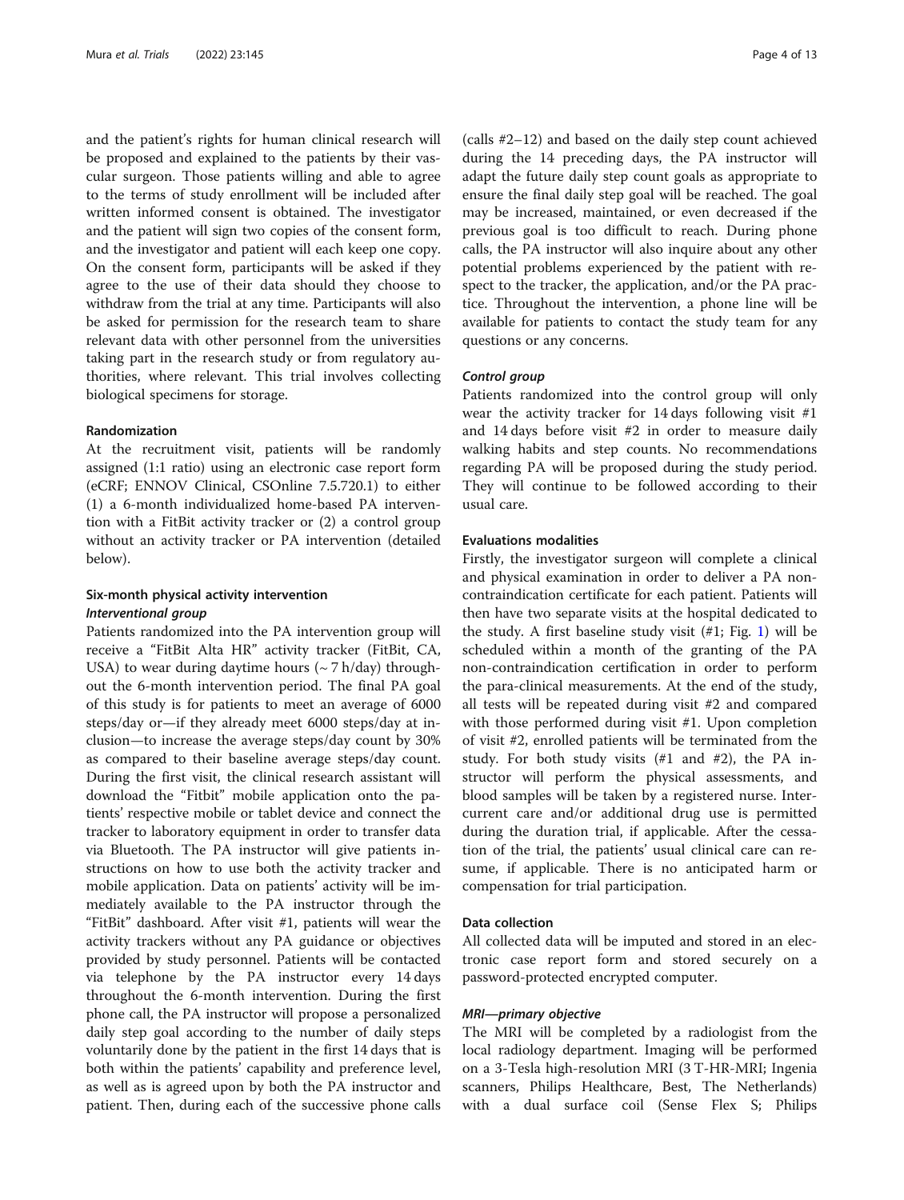and the patient's rights for human clinical research will be proposed and explained to the patients by their vascular surgeon. Those patients willing and able to agree to the terms of study enrollment will be included after written informed consent is obtained. The investigator and the patient will sign two copies of the consent form, and the investigator and patient will each keep one copy. On the consent form, participants will be asked if they agree to the use of their data should they choose to withdraw from the trial at any time. Participants will also be asked for permission for the research team to share relevant data with other personnel from the universities taking part in the research study or from regulatory authorities, where relevant. This trial involves collecting biological specimens for storage.

### Randomization

At the recruitment visit, patients will be randomly assigned (1:1 ratio) using an electronic case report form (eCRF; ENNOV Clinical, CSOnline 7.5.720.1) to either (1) a 6-month individualized home-based PA intervention with a FitBit activity tracker or (2) a control group without an activity tracker or PA intervention (detailed below).

### Six-month physical activity intervention

#### *Interventional group*

Patients randomized into the PA intervention group will receive a "FitBit Alta HR" activity tracker (FitBit, CA, USA) to wear during daytime hours (~ 7 h/day) throughout the 6-month intervention period. The final PA goal of this study is for patients to meet an average of 6000 steps/day or—if they already meet 6000 steps/day at inclusion—to increase the average steps/day count by 30% as compared to their baseline average steps/day count. During the first visit, the clinical research assistant will download the "Fitbit" mobile application onto the patients' respective mobile or tablet device and connect the tracker to laboratory equipment in order to transfer data via Bluetooth. The PA instructor will give patients instructions on how to use both the activity tracker and mobile application. Data on patients' activity will be immediately available to the PA instructor through the "FitBit" dashboard. After visit #1, patients will wear the activity trackers without any PA guidance or objectives provided by study personnel. Patients will be contacted via telephone by the PA instructor every 14 days throughout the 6-month intervention. During the first phone call, the PA instructor will propose a personalized daily step goal according to the number of daily steps voluntarily done by the patient in the first 14 days that is both within the patients' capability and preference level, as well as is agreed upon by both the PA instructor and patient. Then, during each of the successive phone calls (calls #2–12) and based on the daily step count achieved during the 14 preceding days, the PA instructor will adapt the future daily step count goals as appropriate to ensure the final daily step goal will be reached. The goal may be increased, maintained, or even decreased if the previous goal is too difficult to reach. During phone calls, the PA instructor will also inquire about any other potential problems experienced by the patient with respect to the tracker, the application, and/or the PA practice. Throughout the intervention, a phone line will be available for patients to contact the study team for any questions or any concerns.

#### *Control group*

Patients randomized into the control group will only wear the activity tracker for 14 days following visit #1 and 14 days before visit #2 in order to measure daily walking habits and step counts. No recommendations regarding PA will be proposed during the study period. They will continue to be followed according to their usual care.

### Evaluations modalities

Firstly, the investigator surgeon will complete a clinical and physical examination in order to deliver a PA non-contraindication certificate for each patient. Patients will then have two separate visits at the hospital dedicated to the study. A first baseline study visit (#1; Fig. 1) will be scheduled within a month of the granting of the PA non-contraindication certification in order to perform the para-clinical measurements. At the end of the study, all tests will be repeated during visit #2 and compared with those performed during visit #1. Upon completion of visit #2, enrolled patients will be terminated from the study. For both study visits (#1 and #2), the PA instructor will perform the physical assessments, and blood samples will be taken by a registered nurse. Intercurrent care and/or additional drug use is permitted during the duration trial, if applicable. After the cessation of the trial, the patients' usual clinical care can resume, if applicable. There is no anticipated harm or compensation for trial participation.

### Data collection

All collected data will be imputed and stored in an electronic case report form and stored securely on a password-protected encrypted computer.

#### *MRI—primary objective*

The MRI will be completed by a radiologist from the local radiology department. Imaging will be performed on a 3-Tesla high-resolution MRI (3 T-HR-MRI; Ingenia scanners, Philips Healthcare, Best, The Netherlands) with a dual surface coil (Sense Flex S; Philips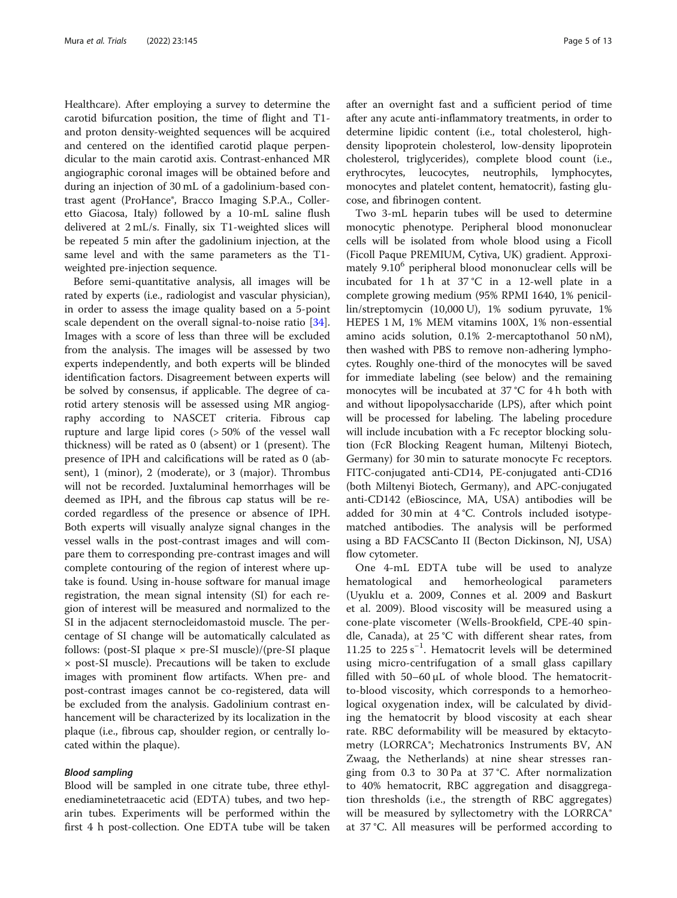Healthcare). After employing a survey to determine the carotid bifurcation position, the time of flight and T1- and proton density-weighted sequences will be acquired and centered on the identified carotid plaque perpendicular to the main carotid axis. Contrast-enhanced MR angiographic coronal images will be obtained before and during an injection of 30 mL of a gadolinium-based contrast agent (ProHance®, Bracco Imaging S.P.A., Colleretto Giacosa, Italy) followed by a 10-mL saline flush delivered at 2 mL/s. Finally, six T1-weighted slices will be repeated 5 min after the gadolinium injection, at the same level and with the same parameters as the T1-weighted pre-injection sequence.

Before semi-quantitative analysis, all images will be rated by experts (i.e., radiologist and vascular physician), in order to assess the image quality based on a 5-point scale dependent on the overall signal-to-noise ratio [34]. Images with a score of less than three will be excluded from the analysis. The images will be assessed by two experts independently, and both experts will be blinded identification factors. Disagreement between experts will be solved by consensus, if applicable. The degree of carotid artery stenosis will be assessed using MR angiography according to NASCET criteria. Fibrous cap rupture and large lipid cores (> 50% of the vessel wall thickness) will be rated as 0 (absent) or 1 (present). The presence of IPH and calcifications will be rated as 0 (absent), 1 (minor), 2 (moderate), or 3 (major). Thrombus will not be recorded. Juxtaluminal hemorrhages will be deemed as IPH, and the fibrous cap status will be recorded regardless of the presence or absence of IPH. Both experts will visually analyze signal changes in the vessel walls in the post-contrast images and will compare them to corresponding pre-contrast images and will complete contouring of the region of interest where uptake is found. Using in-house software for manual image registration, the mean signal intensity (SI) for each region of interest will be measured and normalized to the SI in the adjacent sternocleidomastoid muscle. The percentage of SI change will be automatically calculated as follows: (post-SI plaque × pre-SI muscle)/(pre-SI plaque × post-SI muscle). Precautions will be taken to exclude images with prominent flow artifacts. When pre- and post-contrast images cannot be co-registered, data will be excluded from the analysis. Gadolinium contrast enhancement will be characterized by its localization in the plaque (i.e., fibrous cap, shoulder region, or centrally located within the plaque).

#### *Blood sampling*

Blood will be sampled in one citrate tube, three ethylenediaminetetraacetic acid (EDTA) tubes, and two heparin tubes. Experiments will be performed within the first 4 h post-collection. One EDTA tube will be taken after an overnight fast and a sufficient period of time after any acute anti-inflammatory treatments, in order to determine lipidic content (i.e., total cholesterol, high-density lipoprotein cholesterol, low-density lipoprotein cholesterol, triglycerides), complete blood count (i.e., erythrocytes, leucocytes, neutrophils, lymphocytes, monocytes and platelet content, hematocrit), fasting glucose, and fibrinogen content.

Two 3-mL heparin tubes will be used to determine monocytic phenotype. Peripheral blood mononuclear cells will be isolated from whole blood using a Ficoll (Ficoll Paque PREMIUM, Cytiva, UK) gradient. Approximately $9.10^6$ peripheral blood mononuclear cells will be incubated for 1 h at 37 °C in a 12-well plate in a complete growing medium (95% RPMI 1640, 1% penicillin/streptomycin (10,000 U), 1% sodium pyruvate, 1% HEPES 1 M, 1% MEM vitamins 100X, 1% non-essential amino acids solution, 0.1% 2-mercaptothanol 50 nM), then washed with PBS to remove non-adhering lymphocytes. Roughly one-third of the monocytes will be saved for immediate labeling (see below) and the remaining monocytes will be incubated at 37 °C for 4 h both with and without lipopolysaccharide (LPS), after which point will be processed for labeling. The labeling procedure will include incubation with a Fc receptor blocking solution (FcR Blocking Reagent human, Miltenyi Biotech, Germany) for 30 min to saturate monocyte Fc receptors. FITC-conjugated anti-CD14, PE-conjugated anti-CD16 (both Miltenyi Biotech, Germany), and APC-conjugated anti-CD142 (eBioscince, MA, USA) antibodies will be added for 30 min at 4 °C. Controls included isotype-matched antibodies. The analysis will be performed using a BD FACSCanto II (Becton Dickinson, NJ, USA) flow cytometer.

One 4-mL EDTA tube will be used to analyze hematological and hemorheological parameters (Uyuklu et a. 2009, Connes et al. 2009 and Baskurt et al. 2009). Blood viscosity will be measured using a cone-plate viscometer (Wells-Brookfield, CPE-40 spindle, Canada), at 25 °C with different shear rates, from 11.25 to 225 $s^{-1}$. Hematocrit levels will be determined using micro-centrifugation of a small glass capillary filled with 50–60 μL of whole blood. The hematocrit-to-blood viscosity, which corresponds to a hemorheological oxygenation index, will be calculated by dividing the hematocrit by blood viscosity at each shear rate. RBC deformability will be measured by ektacytometry (LORRCA®; Mechatronics Instruments BV, AN Zwaag, the Netherlands) at nine shear stresses ranging from 0.3 to 30 Pa at 37 °C. After normalization to 40% hematocrit, RBC aggregation and disaggregation thresholds (i.e., the strength of RBC aggregates) will be measured by syllectometry with the LORRCA® at 37 °C. All measures will be performed according to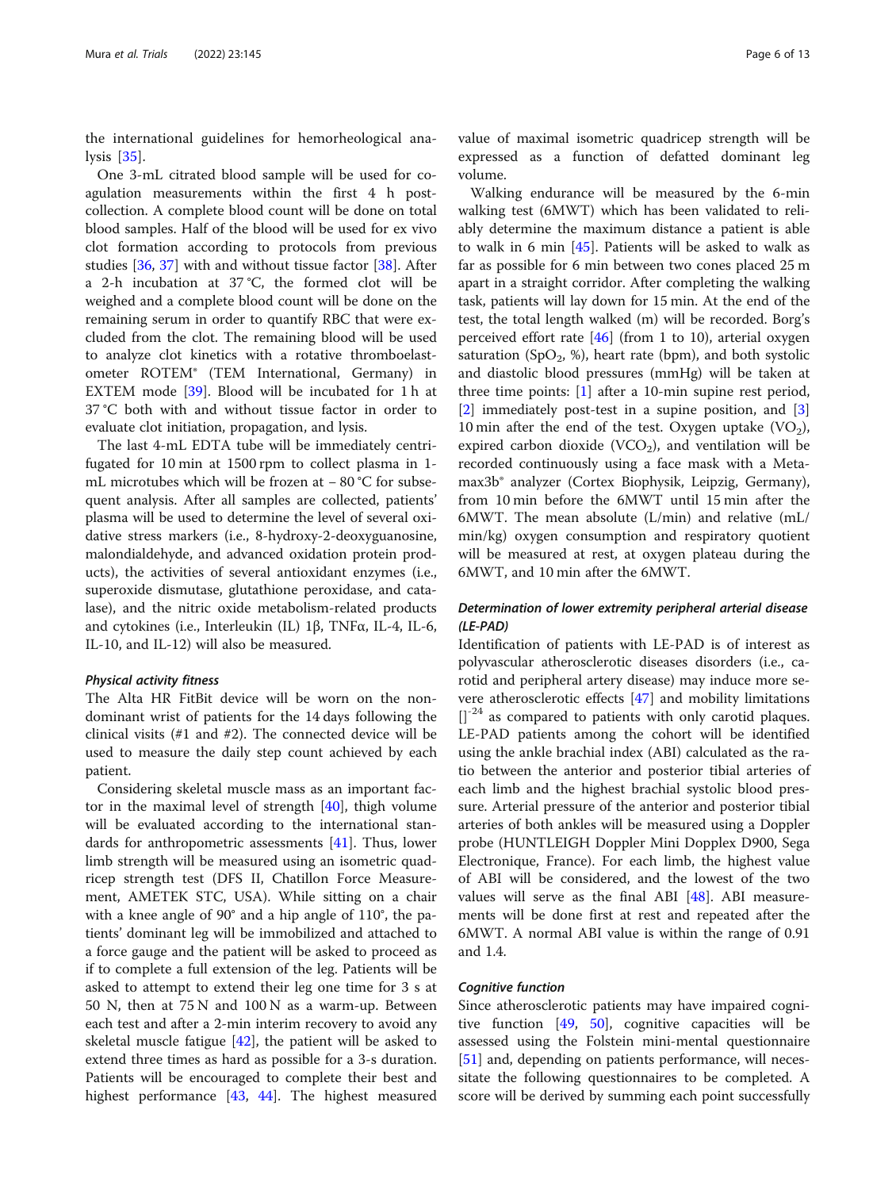the international guidelines for hemorheological analysis [35].

One 3-mL citrated blood sample will be used for coagulation measurements within the first 4 h post-collection. A complete blood count will be done on total blood samples. Half of the blood will be used for ex vivo clot formation according to protocols from previous studies [36, 37] with and without tissue factor [38]. After a 2-h incubation at 37 °C, the formed clot will be weighed and a complete blood count will be done on the remaining serum in order to quantify RBC that were excluded from the clot. The remaining blood will be used to analyze clot kinetics with a rotative thromboelastometer ROTEM® (TEM International, Germany) in EXTEM mode [39]. Blood will be incubated for 1 h at 37 °C both with and without tissue factor in order to evaluate clot initiation, propagation, and lysis.

The last 4-mL EDTA tube will be immediately centrifugated for 10 min at 1500 rpm to collect plasma in 1-mL microtubes which will be frozen at − 80 °C for subsequent analysis. After all samples are collected, patients' plasma will be used to determine the level of several oxidative stress markers (i.e., 8-hydroxy-2-deoxyguanosine, malondialdehyde, and advanced oxidation protein products), the activities of several antioxidant enzymes (i.e., superoxide dismutase, glutathione peroxidase, and catalase), and the nitric oxide metabolism-related products and cytokines (i.e., Interleukin (IL) 1β, TNFα, IL-4, IL-6, IL-10, and IL-12) will also be measured.

#### *Physical activity fitness*

The Alta HR FitBit device will be worn on the nondominant wrist of patients for the 14 days following the clinical visits (#1 and #2). The connected device will be used to measure the daily step count achieved by each patient.

Considering skeletal muscle mass as an important factor in the maximal level of strength [40], thigh volume will be evaluated according to the international standards for anthropometric assessments [41]. Thus, lower limb strength will be measured using an isometric quadricep strength test (DFS II, Chatillon Force Measurement, AMETEK STC, USA). While sitting on a chair with a knee angle of 90° and a hip angle of 110°, the patients' dominant leg will be immobilized and attached to a force gauge and the patient will be asked to proceed as if to complete a full extension of the leg. Patients will be asked to attempt to extend their leg one time for 3 s at 50 N, then at 75 N and 100 N as a warm-up. Between each test and after a 2-min interim recovery to avoid any skeletal muscle fatigue [42], the patient will be asked to extend three times as hard as possible for a 3-s duration. Patients will be encouraged to complete their best and highest performance [43, 44]. The highest measured value of maximal isometric quadricep strength will be expressed as a function of defatted dominant leg volume.

Walking endurance will be measured by the 6-min walking test (6MWT) which has been validated to reliably determine the maximum distance a patient is able to walk in 6 min [45]. Patients will be asked to walk as far as possible for 6 min between two cones placed 25 m apart in a straight corridor. After completing the walking task, patients will lay down for 15 min. At the end of the test, the total length walked (m) will be recorded. Borg's perceived effort rate [46] (from 1 to 10), arterial oxygen saturation ($SpO_2$, %), heart rate (bpm), and both systolic and diastolic blood pressures (mmHg) will be taken at three time points: [1] after a 10-min supine rest period, [2] immediately post-test in a supine position, and [3] 10 min after the end of the test. Oxygen uptake ($VO_2$), expired carbon dioxide ($VCO_2$), and ventilation will be recorded continuously using a face mask with a Metamax3b® analyzer (Cortex Biophysik, Leipzig, Germany), from 10 min before the 6MWT until 15 min after the 6MWT. The mean absolute (L/min) and relative (mL/min/kg) oxygen consumption and respiratory quotient will be measured at rest, at oxygen plateau during the 6MWT, and 10 min after the 6MWT.

#### *Determination of lower extremity peripheral arterial disease (LE-PAD)*

Identification of patients with LE-PAD is of interest as polyvascular atherosclerotic diseases disorders (i.e., carotid and peripheral artery disease) may induce more severe atherosclerotic effects [47] and mobility limitations [][-24] as compared to patients with only carotid plaques. LE-PAD patients among the cohort will be identified using the ankle brachial index (ABI) calculated as the ratio between the anterior and posterior tibial arteries of each limb and the highest brachial systolic blood pressure. Arterial pressure of the anterior and posterior tibial arteries of both ankles will be measured using a Doppler probe (HUNTLEIGH Doppler Mini Dopplex D900, Sega Electronique, France). For each limb, the highest value of ABI will be considered, and the lowest of the two values will serve as the final ABI [48]. ABI measurements will be done first at rest and repeated after the 6MWT. A normal ABI value is within the range of 0.91 and 1.4.

#### *Cognitive function*

Since atherosclerotic patients may have impaired cognitive function [49, 50], cognitive capacities will be assessed using the Folstein mini-mental questionnaire [51] and, depending on patients performance, will necessitate the following questionnaires to be completed. A score will be derived by summing each point successfully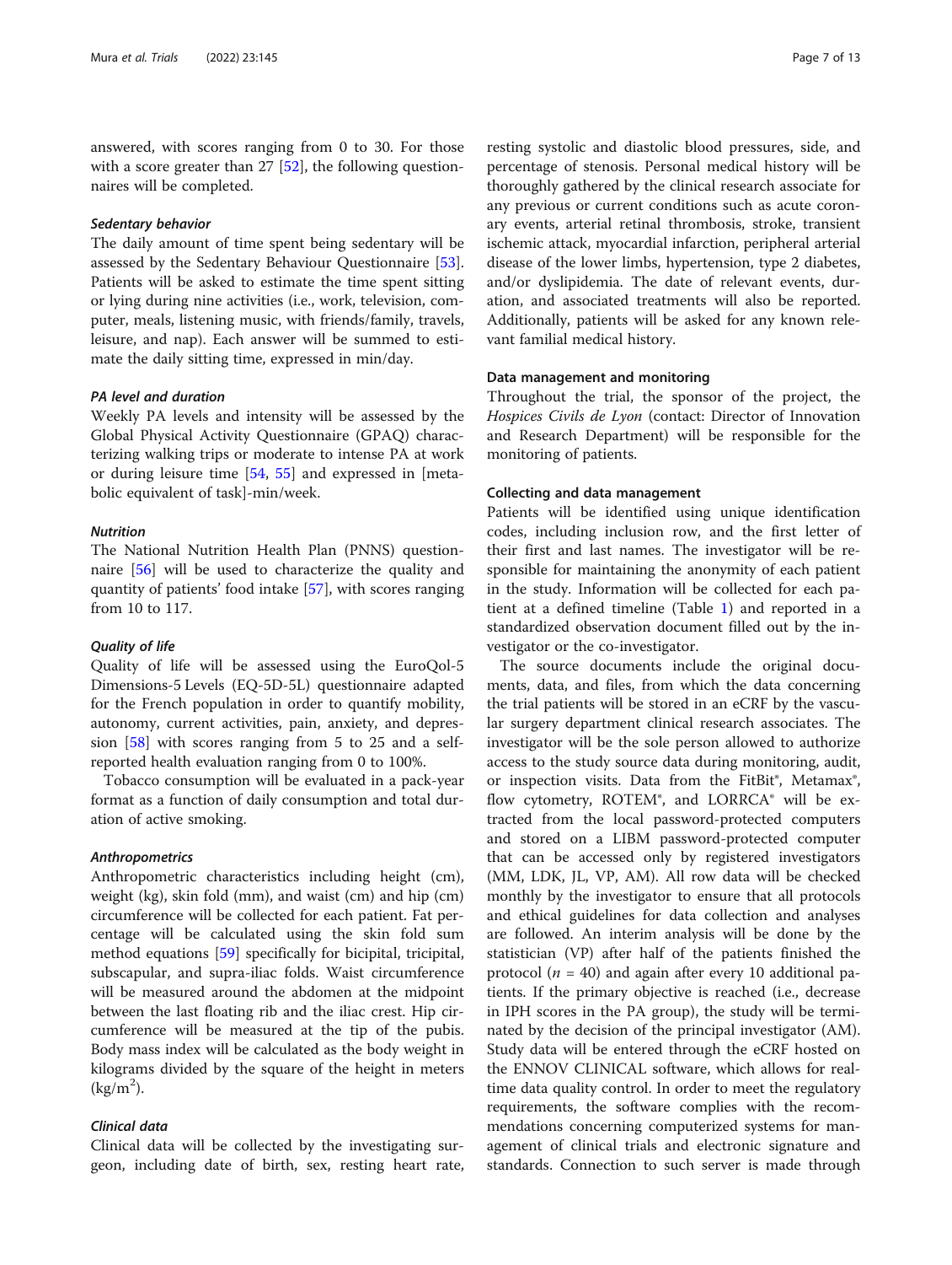answered, with scores ranging from 0 to 30. For those with a score greater than 27 [52], the following questionnaires will be completed.

#### *Sedentary behavior*

The daily amount of time spent being sedentary will be assessed by the Sedentary Behaviour Questionnaire [53]. Patients will be asked to estimate the time spent sitting or lying during nine activities (i.e., work, television, computer, meals, listening music, with friends/family, travels, leisure, and nap). Each answer will be summed to estimate the daily sitting time, expressed in min/day.

#### *PA level and duration*

Weekly PA levels and intensity will be assessed by the Global Physical Activity Questionnaire (GPAQ) characterizing walking trips or moderate to intense PA at work or during leisure time [54, 55] and expressed in [metabolic equivalent of task]-min/week.

#### *Nutrition*

The National Nutrition Health Plan (PNNS) questionnaire [56] will be used to characterize the quality and quantity of patients' food intake [57], with scores ranging from 10 to 117.

#### *Quality of life*

Quality of life will be assessed using the EuroQol-5 Dimensions-5 Levels (EQ-5D-5L) questionnaire adapted for the French population in order to quantify mobility, autonomy, current activities, pain, anxiety, and depression [58] with scores ranging from 5 to 25 and a self-reported health evaluation ranging from 0 to 100%.

Tobacco consumption will be evaluated in a pack-year format as a function of daily consumption and total duration of active smoking.

#### *Anthropometrics*

Anthropometric characteristics including height (cm), weight (kg), skin fold (mm), and waist (cm) and hip (cm) circumference will be collected for each patient. Fat percentage will be calculated using the skin fold sum method equations [59] specifically for bicipital, tricipital, subscapular, and supra-iliac folds. Waist circumference will be measured around the abdomen at the midpoint between the last floating rib and the iliac crest. Hip circumference will be measured at the tip of the pubis. Body mass index will be calculated as the body weight in kilograms divided by the square of the height in meters ($kg/m^2$).

#### *Clinical data*

Clinical data will be collected by the investigating surgeon, including date of birth, sex, resting heart rate, resting systolic and diastolic blood pressures, side, and percentage of stenosis. Personal medical history will be thoroughly gathered by the clinical research associate for any previous or current conditions such as acute coronary events, arterial retinal thrombosis, stroke, transient ischemic attack, myocardial infarction, peripheral arterial disease of the lower limbs, hypertension, type 2 diabetes, and/or dyslipidemia. The date of relevant events, duration, and associated treatments will also be reported. Additionally, patients will be asked for any known relevant familial medical history.

### Data management and monitoring

Throughout the trial, the sponsor of the project, the *Hospices Civils de Lyon* (contact: Director of Innovation and Research Department) will be responsible for the monitoring of patients.

### Collecting and data management

Patients will be identified using unique identification codes, including inclusion row, and the first letter of their first and last names. The investigator will be responsible for maintaining the anonymity of each patient in the study. Information will be collected for each patient at a defined timeline (Table 1) and reported in a standardized observation document filled out by the investigator or the co-investigator.

The source documents include the original documents, data, and files, from which the data concerning the trial patients will be stored in an eCRF by the vascular surgery department clinical research associates. The investigator will be the sole person allowed to authorize access to the study source data during monitoring, audit, or inspection visits. Data from the FitBit®, Metamax®, flow cytometry, ROTEM®, and LORRCA® will be extracted from the local password-protected computers and stored on a LIBM password-protected computer that can be accessed only by registered investigators (MM, LDK, JL, VP, AM). All row data will be checked monthly by the investigator to ensure that all protocols and ethical guidelines for data collection and analyses are followed. An interim analysis will be done by the statistician (VP) after half of the patients finished the protocol ($n$ = 40) and again after every 10 additional patients. If the primary objective is reached (i.e., decrease in IPH scores in the PA group), the study will be terminated by the decision of the principal investigator (AM). Study data will be entered through the eCRF hosted on the ENNOV CLINICAL software, which allows for real-time data quality control. In order to meet the regulatory requirements, the software complies with the recommendations concerning computerized systems for management of clinical trials and electronic signature and standards. Connection to such server is made through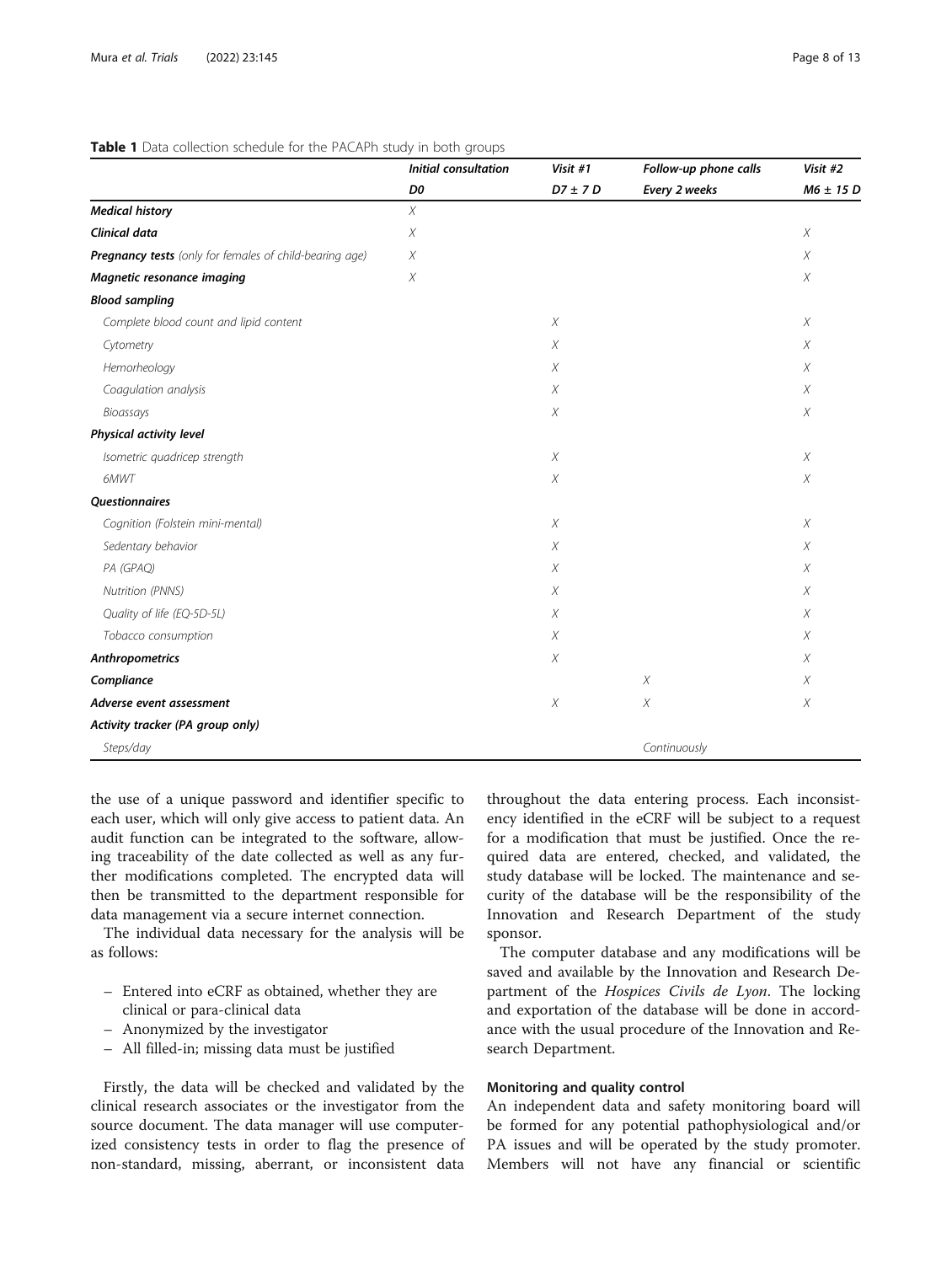**Table 1** Data collection schedule for the PACAPh study in both groups

| | *Initial consultation* | *Visit #1* | *Follow-up phone calls* | *Visit #2* |
|---|---|---|---|---|
| | *D0* | *D7 ± 7 D* | *Every 2 weeks* | *M6 ± 15 D* |
| ***Medical history*** | X | | | |
| ***Clinical data*** | X | | | X |
| ***Pregnancy tests*** *(only for females of child-bearing age)* | X | | | X |
| ***Magnetic resonance imaging*** | X | | | X |
| ***Blood sampling*** | | | | |
| *Complete blood count and lipid content* | | X | | X |
| *Cytometry* | | X | | X |
| *Hemorheology* | | X | | X |
| *Coagulation analysis* | | X | | X |
| *Bioassays* | | X | | X |
| ***Physical activity level*** | | | | |
| *Isometric quadricep strength* | | X | | X |
| *6MWT* | | X | | X |
| ***Questionnaires*** | | | | |
| *Cognition (Folstein mini-mental)* | | X | | X |
| *Sedentary behavior* | | X | | X |
| *PA (GPAQ)* | | X | | X |
| *Nutrition (PNNS)* | | X | | X |
| *Quality of life (EQ-5D-5L)* | | X | | X |
| *Tobacco consumption* | | X | | X |
| ***Anthropometrics*** | | X | | X |
| ***Compliance*** | | | X | X |
| ***Adverse event assessment*** | | X | X | X |
| ***Activity tracker (PA group only)*** | | | | |
| *Steps/day* | | | *Continuously* | |

the use of a unique password and identifier specific to each user, which will only give access to patient data. An audit function can be integrated to the software, allowing traceability of the date collected as well as any further modifications completed. The encrypted data will then be transmitted to the department responsible for data management via a secure internet connection.

The individual data necessary for the analysis will be as follows:

- Entered into eCRF as obtained, whether they are clinical or para-clinical data
- Anonymized by the investigator
- All filled-in; missing data must be justified

Firstly, the data will be checked and validated by the clinical research associates or the investigator from the source document. The data manager will use computerized consistency tests in order to flag the presence of non-standard, missing, aberrant, or inconsistent data throughout the data entering process. Each inconsistency identified in the eCRF will be subject to a request for a modification that must be justified. Once the required data are entered, checked, and validated, the study database will be locked. The maintenance and security of the database will be the responsibility of the Innovation and Research Department of the study sponsor.

The computer database and any modifications will be saved and available by the Innovation and Research Department of the *Hospices Civils de Lyon*. The locking and exportation of the database will be done in accordance with the usual procedure of the Innovation and Research Department.

### Monitoring and quality control

An independent data and safety monitoring board will be formed for any potential pathophysiological and/or PA issues and will be operated by the study promoter. Members will not have any financial or scientific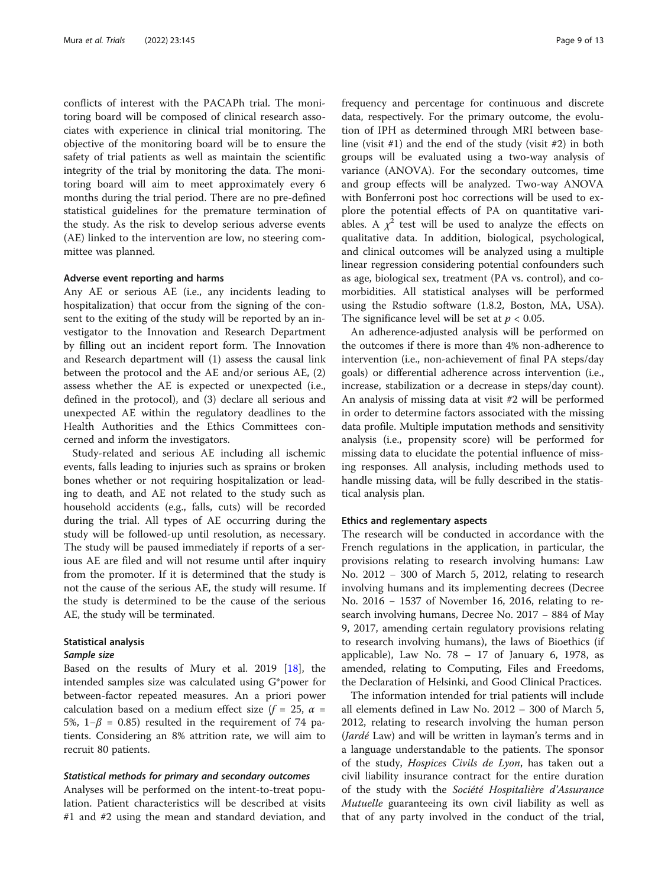conflicts of interest with the PACAPh trial. The monitoring board will be composed of clinical research associates with experience in clinical trial monitoring. The objective of the monitoring board will be to ensure the safety of trial patients as well as maintain the scientific integrity of the trial by monitoring the data. The monitoring board will aim to meet approximately every 6 months during the trial period. There are no pre-defined statistical guidelines for the premature termination of the study. As the risk to develop serious adverse events (AE) linked to the intervention are low, no steering committee was planned.

### Adverse event reporting and harms

Any AE or serious AE (i.e., any incidents leading to hospitalization) that occur from the signing of the consent to the exiting of the study will be reported by an investigator to the Innovation and Research Department by filling out an incident report form. The Innovation and Research department will (1) assess the causal link between the protocol and the AE and/or serious AE, (2) assess whether the AE is expected or unexpected (i.e., defined in the protocol), and (3) declare all serious and unexpected AE within the regulatory deadlines to the Health Authorities and the Ethics Committees concerned and inform the investigators.

Study-related and serious AE including all ischemic events, falls leading to injuries such as sprains or broken bones whether or not requiring hospitalization or leading to death, and AE not related to the study such as household accidents (e.g., falls, cuts) will be recorded during the trial. All types of AE occurring during the study will be followed-up until resolution, as necessary. The study will be paused immediately if reports of a serious AE are filed and will not resume until after inquiry from the promoter. If it is determined that the study is not the cause of the serious AE, the study will resume. If the study is determined to be the cause of the serious AE, the study will be terminated.

### Statistical analysis

#### *Sample size*

Based on the results of Mury et al. 2019 [18], the intended samples size was calculated using G*power for between-factor repeated measures. An a priori power calculation based on a medium effect size ($f$ = 25, $\alpha$ = 5%, $1-\beta$ = 0.85) resulted in the requirement of 74 patients. Considering an 8% attrition rate, we will aim to recruit 80 patients.

#### *Statistical methods for primary and secondary outcomes*

Analyses will be performed on the intent-to-treat population. Patient characteristics will be described at visits #1 and #2 using the mean and standard deviation, and frequency and percentage for continuous and discrete data, respectively. For the primary outcome, the evolution of IPH as determined through MRI between baseline (visit #1) and the end of the study (visit #2) in both groups will be evaluated using a two-way analysis of variance (ANOVA). For the secondary outcomes, time and group effects will be analyzed. Two-way ANOVA with Bonferroni post hoc corrections will be used to explore the potential effects of PA on quantitative variables. A $\chi^2$ test will be used to analyze the effects on qualitative data. In addition, biological, psychological, and clinical outcomes will be analyzed using a multiple linear regression considering potential confounders such as age, biological sex, treatment (PA vs. control), and comorbidities. All statistical analyses will be performed using the Rstudio software (1.8.2, Boston, MA, USA). The significance level will be set at $p < 0.05$.

An adherence-adjusted analysis will be performed on the outcomes if there is more than 4% non-adherence to intervention (i.e., non-achievement of final PA steps/day goals) or differential adherence across intervention (i.e., increase, stabilization or a decrease in steps/day count). An analysis of missing data at visit #2 will be performed in order to determine factors associated with the missing data profile. Multiple imputation methods and sensitivity analysis (i.e., propensity score) will be performed for missing data to elucidate the potential influence of missing responses. All analysis, including methods used to handle missing data, will be fully described in the statistical analysis plan.

### Ethics and reglementary aspects

The research will be conducted in accordance with the French regulations in the application, in particular, the provisions relating to research involving humans: Law No. 2012 – 300 of March 5, 2012, relating to research involving humans and its implementing decrees (Decree No. 2016 – 1537 of November 16, 2016, relating to research involving humans, Decree No. 2017 – 884 of May 9, 2017, amending certain regulatory provisions relating to research involving humans), the laws of Bioethics (if applicable), Law No. 78 – 17 of January 6, 1978, as amended, relating to Computing, Files and Freedoms, the Declaration of Helsinki, and Good Clinical Practices.

The information intended for trial patients will include all elements defined in Law No. 2012 – 300 of March 5, 2012, relating to research involving the human person (*Jardé* Law) and will be written in layman's terms and in a language understandable to the patients. The sponsor of the study, *Hospices Civils de Lyon*, has taken out a civil liability insurance contract for the entire duration of the study with the *Société Hospitalière d'Assurance Mutuelle* guaranteeing its own civil liability as well as that of any party involved in the conduct of the trial,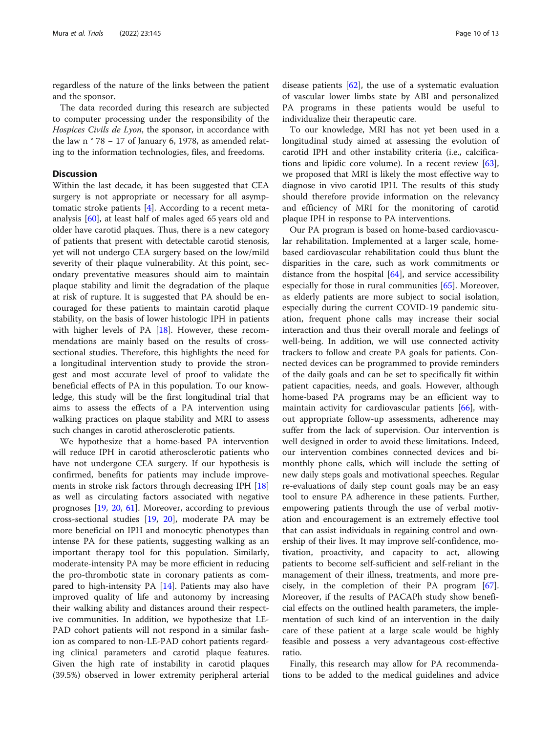regardless of the nature of the links between the patient and the sponsor.

The data recorded during this research are subjected to computer processing under the responsibility of the *Hospices Civils de Lyon*, the sponsor, in accordance with the law n ° 78 – 17 of January 6, 1978, as amended relating to the information technologies, files, and freedoms.

## Discussion

Within the last decade, it has been suggested that CEA surgery is not appropriate or necessary for all asymptomatic stroke patients [4]. According to a recent meta-analysis [60], at least half of males aged 65 years old and older have carotid plaques. Thus, there is a new category of patients that present with detectable carotid stenosis, yet will not undergo CEA surgery based on the low/mild severity of their plaque vulnerability. At this point, secondary preventative measures should aim to maintain plaque stability and limit the degradation of the plaque at risk of rupture. It is suggested that PA should be encouraged for these patients to maintain carotid plaque stability, on the basis of lower histologic IPH in patients with higher levels of PA [18]. However, these recommendations are mainly based on the results of cross-sectional studies. Therefore, this highlights the need for a longitudinal intervention study to provide the strongest and most accurate level of proof to validate the beneficial effects of PA in this population. To our knowledge, this study will be the first longitudinal trial that aims to assess the effects of a PA intervention using walking practices on plaque stability and MRI to assess such changes in carotid atherosclerotic patients.

We hypothesize that a home-based PA intervention will reduce IPH in carotid atherosclerotic patients who have not undergone CEA surgery. If our hypothesis is confirmed, benefits for patients may include improvements in stroke risk factors through decreasing IPH [18] as well as circulating factors associated with negative prognoses [19, 20, 61]. Moreover, according to previous cross-sectional studies [19, 20], moderate PA may be more beneficial on IPH and monocytic phenotypes than intense PA for these patients, suggesting walking as an important therapy tool for this population. Similarly, moderate-intensity PA may be more efficient in reducing the pro-thrombotic state in coronary patients as compared to high-intensity PA [14]. Patients may also have improved quality of life and autonomy by increasing their walking ability and distances around their respective communities. In addition, we hypothesize that LE-PAD cohort patients will not respond in a similar fashion as compared to non-LE-PAD cohort patients regarding clinical parameters and carotid plaque features. Given the high rate of instability in carotid plaques (39.5%) observed in lower extremity peripheral arterial disease patients [62], the use of a systematic evaluation of vascular lower limbs state by ABI and personalized PA programs in these patients would be useful to individualize their therapeutic care.

To our knowledge, MRI has not yet been used in a longitudinal study aimed at assessing the evolution of carotid IPH and other instability criteria (i.e., calcifications and lipidic core volume). In a recent review [63], we proposed that MRI is likely the most effective way to diagnose in vivo carotid IPH. The results of this study should therefore provide information on the relevancy and efficiency of MRI for the monitoring of carotid plaque IPH in response to PA interventions.

Our PA program is based on home-based cardiovascular rehabilitation. Implemented at a larger scale, home-based cardiovascular rehabilitation could thus blunt the disparities in the care, such as work commitments or distance from the hospital [64], and service accessibility especially for those in rural communities [65]. Moreover, as elderly patients are more subject to social isolation, especially during the current COVID-19 pandemic situation, frequent phone calls may increase their social interaction and thus their overall morale and feelings of well-being. In addition, we will use connected activity trackers to follow and create PA goals for patients. Connected devices can be programmed to provide reminders of the daily goals and can be set to specifically fit within patient capacities, needs, and goals. However, although home-based PA programs may be an efficient way to maintain activity for cardiovascular patients [66], without appropriate follow-up assessments, adherence may suffer from the lack of supervision. Our intervention is well designed in order to avoid these limitations. Indeed, our intervention combines connected devices and bi-monthly phone calls, which will include the setting of new daily steps goals and motivational speeches. Regular re-evaluations of daily step count goals may be an easy tool to ensure PA adherence in these patients. Further, empowering patients through the use of verbal motivation and encouragement is an extremely effective tool that can assist individuals in regaining control and ownership of their lives. It may improve self-confidence, motivation, proactivity, and capacity to act, allowing patients to become self-sufficient and self-reliant in the management of their illness, treatments, and more precisely, in the completion of their PA program [67]. Moreover, if the results of PACAPh study show beneficial effects on the outlined health parameters, the implementation of such kind of an intervention in the daily care of these patient at a large scale would be highly feasible and possess a very advantageous cost-effective ratio.

Finally, this research may allow for PA recommendations to be added to the medical guidelines and advice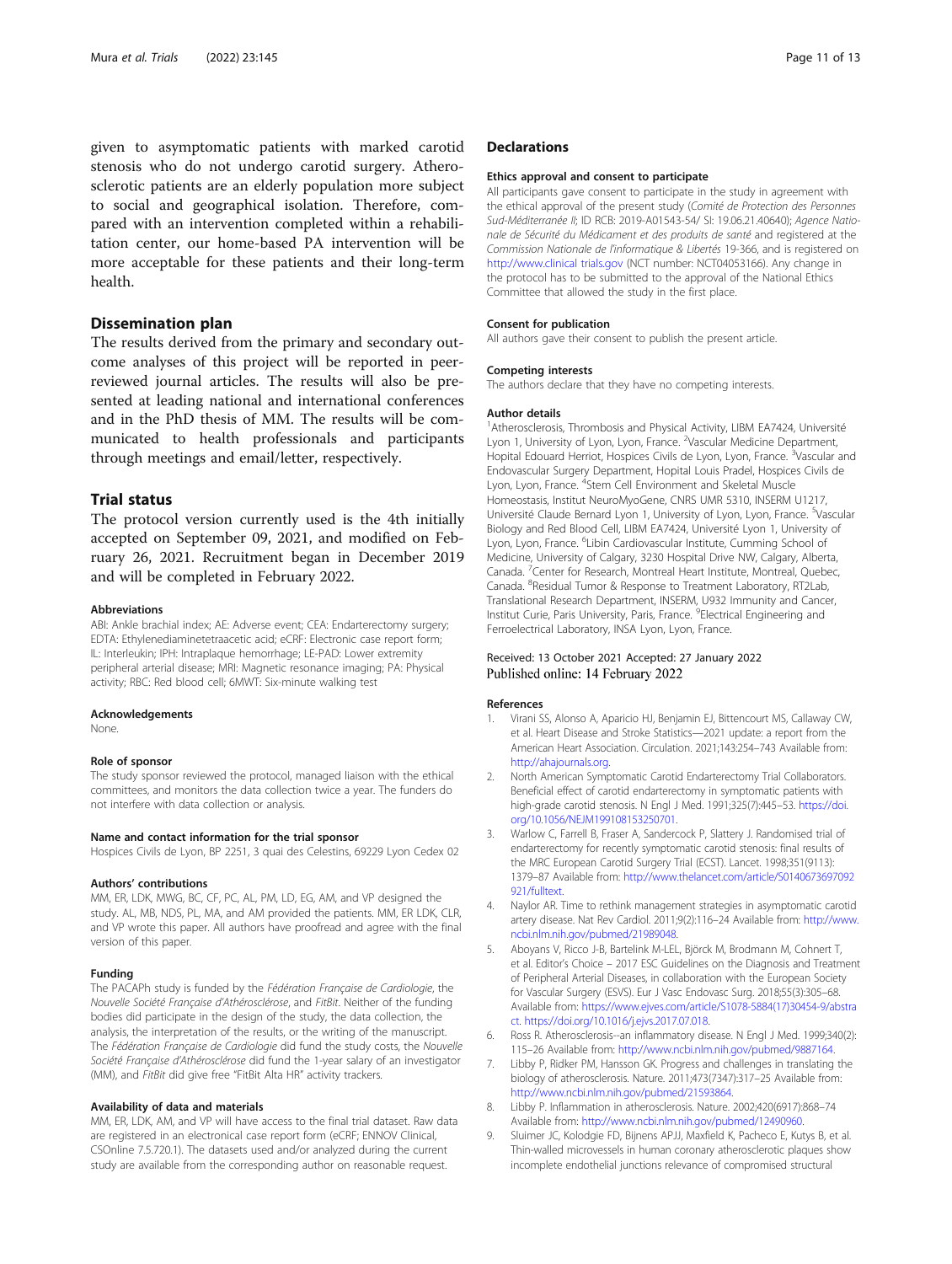given to asymptomatic patients with marked carotid stenosis who do not undergo carotid surgery. Atherosclerotic patients are an elderly population more subject to social and geographical isolation. Therefore, compared with an intervention completed within a rehabilitation center, our home-based PA intervention will be more acceptable for these patients and their long-term health.

## Dissemination plan

The results derived from the primary and secondary outcome analyses of this project will be reported in peer-reviewed journal articles. The results will also be presented at leading national and international conferences and in the PhD thesis of MM. The results will be communicated to health professionals and participants through meetings and email/letter, respectively.

## Trial status

The protocol version currently used is the 4th initially accepted on September 09, 2021, and modified on February 26, 2021. Recruitment began in December 2019 and will be completed in February 2022.

### Abbreviations

ABI: Ankle brachial index; AE: Adverse event; CEA: Endarterectomy surgery; EDTA: Ethylenediaminetetraacetic acid; eCRF: Electronic case report form; IL: Interleukin; IPH: Intraplaque hemorrhage; LE-PAD: Lower extremity peripheral arterial disease; MRI: Magnetic resonance imaging; PA: Physical activity; RBC: Red blood cell; 6MWT: Six-minute walking test

### Acknowledgements

None.

### Role of sponsor

The study sponsor reviewed the protocol, managed liaison with the ethical committees, and monitors the data collection twice a year. The funders do not interfere with data collection or analysis.

### Name and contact information for the trial sponsor

Hospices Civils de Lyon, BP 2251, 3 quai des Celestins, 69229 Lyon Cedex 02

### Authors' contributions

MM, ER, LDK, MWG, BC, CF, PC, AL, PM, LD, EG, AM, and VP designed the study. AL, MB, NDS, PL, MA, and AM provided the patients. MM, ER LDK, CLR, and VP wrote this paper. All authors have proofread and agree with the final version of this paper.

### Funding

The PACAPh study is funded by the *Fédération Française de Cardiologie*, the *Nouvelle Société Française d'Athérosclérose*, and *FitBit*. Neither of the funding bodies did participate in the design of the study, the data collection, the analysis, the interpretation of the results, or the writing of the manuscript. The *Fédération Française de Cardiologie* did fund the study costs, the *Nouvelle Société Française d'Athérosclérose* did fund the 1-year salary of an investigator (MM), and *FitBit* did give free "FitBit Alta HR" activity trackers.

### Availability of data and materials

MM, ER, LDK, AM, and VP will have access to the final trial dataset. Raw data are registered in an electronical case report form (eCRF; ENNOV Clinical, CSOnline 7.5.720.1). The datasets used and/or analyzed during the current study are available from the corresponding author on reasonable request.

## Declarations

### Ethics approval and consent to participate

All participants gave consent to participate in the study in agreement with the ethical approval of the present study (*Comité de Protection des Personnes Sud-Méditerranée II*; ID RCB: 2019-A01543-54/ SI: 19.06.21.40640); *Agence Nationale de Sécurité du Médicament et des produits de santé* and registered at the *Commission Nationale de l'informatique & Libertés* 19-366, and is registered on http://www.clinical trials.gov (NCT number: NCT04053166). Any change in the protocol has to be submitted to the approval of the National Ethics Committee that allowed the study in the first place.

### Consent for publication

All authors gave their consent to publish the present article.

### Competing interests

The authors declare that they have no competing interests.

### Author details

[1]Atherosclerosis, Thrombosis and Physical Activity, LIBM EA7424, Université Lyon 1, University of Lyon, Lyon, France. [2]Vascular Medicine Department, Hopital Edouard Herriot, Hospices Civils de Lyon, Lyon, France. [3]Vascular and Endovascular Surgery Department, Hopital Louis Pradel, Hospices Civils de Lyon, Lyon, France. [4]Stem Cell Environment and Skeletal Muscle Homeostasis, Institut NeuroMyoGene, CNRS UMR 5310, INSERM U1217, Université Claude Bernard Lyon 1, University of Lyon, Lyon, France. [5]Vascular Biology and Red Blood Cell, LIBM EA7424, Université Lyon 1, University of Lyon, Lyon, France. [6]Libin Cardiovascular Institute, Cumming School of Medicine, University of Calgary, 3230 Hospital Drive NW, Calgary, Alberta, Canada. [7]Center for Research, Montreal Heart Institute, Montreal, Quebec, Canada. [8]Residual Tumor & Response to Treatment Laboratory, RT2Lab, Translational Research Department, INSERM, U932 Immunity and Cancer, Institut Curie, Paris University, Paris, France. [9]Electrical Engineering and Ferroelectrical Laboratory, INSA Lyon, Lyon, France.

Received: 13 October 2021 Accepted: 27 January 2022
Published online: 14 February 2022

### References

1. Virani SS, Alonso A, Aparicio HJ, Benjamin EJ, Bittencourt MS, Callaway CW, et al. Heart Disease and Stroke Statistics—2021 update: a report from the American Heart Association. Circulation. 2021;143:254–743 Available from: http://ahajournals.org.
2. North American Symptomatic Carotid Endarterectomy Trial Collaborators. Beneficial effect of carotid endarterectomy in symptomatic patients with high-grade carotid stenosis. N Engl J Med. 1991;325(7):445–53. https://doi.org/10.1056/NEJM199108153250701.
3. Warlow C, Farrell B, Fraser A, Sandercock P, Slattery J. Randomised trial of endarterectomy for recently symptomatic carotid stenosis: final results of the MRC European Carotid Surgery Trial (ECST). Lancet. 1998;351(9113): 1379–87 Available from: http://www.thelancet.com/article/S0140673697092921/fulltext.
4. Naylor AR. Time to rethink management strategies in asymptomatic carotid artery disease. Nat Rev Cardiol. 2011;9(2):116–24 Available from: http://www.ncbi.nlm.nih.gov/pubmed/21989048.
5. Aboyans V, Ricco J-B, Bartelink M-LEL, Björck M, Brodmann M, Cohnert T, et al. Editor's Choice – 2017 ESC Guidelines on the Diagnosis and Treatment of Peripheral Arterial Diseases, in collaboration with the European Society for Vascular Surgery (ESVS). Eur J Vasc Endovasc Surg. 2018;55(3):305–68. Available from: https://www.ejves.com/article/S1078-5884(17)30454-9/abstract. https://doi.org/10.1016/j.ejvs.2017.07.018.
6. Ross R. Atherosclerosis--an inflammatory disease. N Engl J Med. 1999;340(2): 115–26 Available from: http://www.ncbi.nlm.nih.gov/pubmed/9887164.
7. Libby P, Ridker PM, Hansson GK. Progress and challenges in translating the biology of atherosclerosis. Nature. 2011;473(7347):317–25 Available from: http://www.ncbi.nlm.nih.gov/pubmed/21593864.
8. Libby P. Inflammation in atherosclerosis. Nature. 2002;420(6917):868–74 Available from: http://www.ncbi.nlm.nih.gov/pubmed/12490960.
9. Sluimer JC, Kolodgie FD, Bijnens APJJ, Maxfield K, Pacheco E, Kutys B, et al. Thin-walled microvessels in human coronary atherosclerotic plaques show incomplete endothelial junctions relevance of compromised structural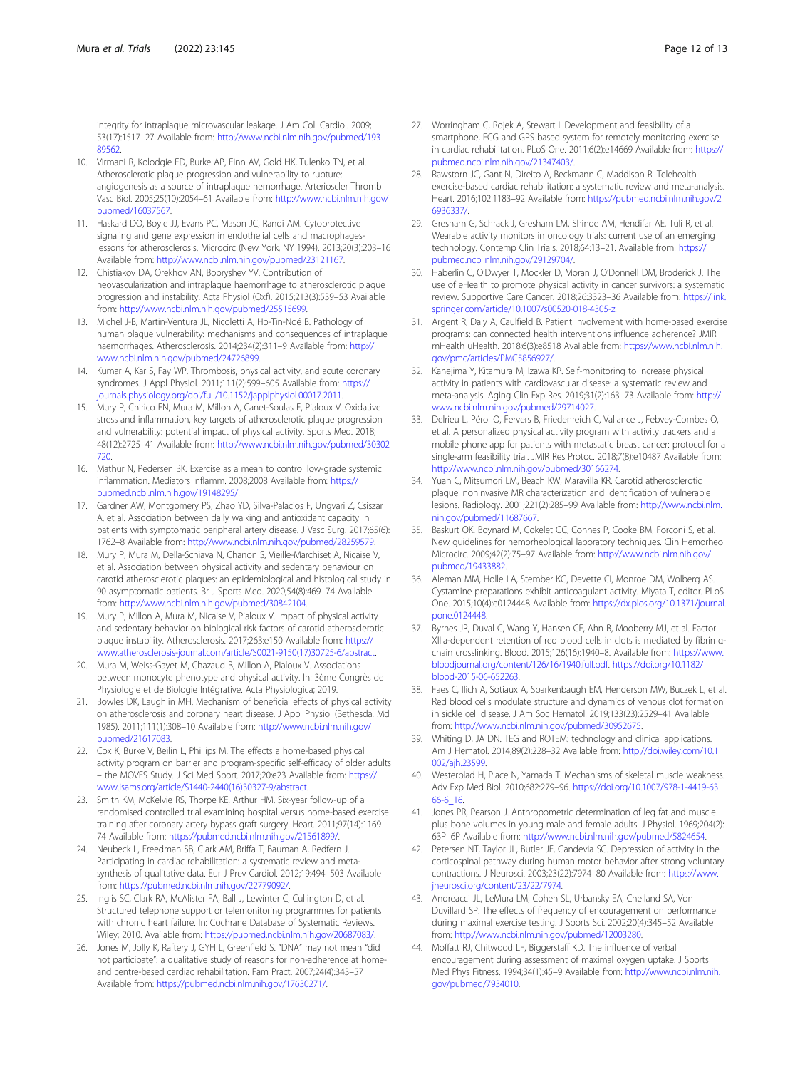integrity for intraplaque microvascular leakage. J Am Coll Cardiol. 2009; 53(17):1517–27 Available from: http://www.ncbi.nlm.nih.gov/pubmed/19389562.

10. Virmani R, Kolodgie FD, Burke AP, Finn AV, Gold HK, Tulenko TN, et al. Atherosclerotic plaque progression and vulnerability to rupture: angiogenesis as a source of intraplaque hemorrhage. Arterioscler Thromb Vasc Biol. 2005;25(10):2054–61 Available from: http://www.ncbi.nlm.nih.gov/pubmed/16037567.
11. Haskard DO, Boyle JJ, Evans PC, Mason JC, Randi AM. Cytoprotective signaling and gene expression in endothelial cells and macrophages-lessons for atherosclerosis. Microcirc (New York, NY 1994). 2013;20(3):203–16 Available from: http://www.ncbi.nlm.nih.gov/pubmed/23121167.
12. Chistiakov DA, Orekhov AN, Bobryshev YV. Contribution of neovascularization and intraplaque haemorrhage to atherosclerotic plaque progression and instability. Acta Physiol (Oxf). 2015;213(3):539–53 Available from: http://www.ncbi.nlm.nih.gov/pubmed/25515699.
13. Michel J-B, Martin-Ventura JL, Nicoletti A, Ho-Tin-Noé B. Pathology of human plaque vulnerability: mechanisms and consequences of intraplaque haemorrhages. Atherosclerosis. 2014;234(2):311–9 Available from: http://www.ncbi.nlm.nih.gov/pubmed/24726899.
14. Kumar A, Kar S, Fay WP. Thrombosis, physical activity, and acute coronary syndromes. J Appl Physiol. 2011;111(2):599–605 Available from: https://journals.physiology.org/doi/full/10.1152/japplphysiol.00017.2011.
15. Mury P, Chirico EN, Mura M, Millon A, Canet-Soulas E, Pialoux V. Oxidative stress and inflammation, key targets of atherosclerotic plaque progression and vulnerability: potential impact of physical activity. Sports Med. 2018; 48(12):2725–41 Available from: http://www.ncbi.nlm.nih.gov/pubmed/30302720.
16. Mathur N, Pedersen BK. Exercise as a mean to control low-grade systemic inflammation. Mediators Inflamm. 2008;2008 Available from: https://pubmed.ncbi.nlm.nih.gov/19148295/.
17. Gardner AW, Montgomery PS, Zhao YD, Silva-Palacios F, Ungvari Z, Csiszar A, et al. Association between daily walking and antioxidant capacity in patients with symptomatic peripheral artery disease. J Vasc Surg. 2017;65(6): 1762–8 Available from: http://www.ncbi.nlm.nih.gov/pubmed/28259579.
18. Mury P, Mura M, Della-Schiava N, Chanon S, Vieille-Marchiset A, Nicaise V, et al. Association between physical activity and sedentary behaviour on carotid atherosclerotic plaques: an epidemiological and histological study in 90 asymptomatic patients. Br J Sports Med. 2020;54(8):469–74 Available from: http://www.ncbi.nlm.nih.gov/pubmed/30842104.
19. Mury P, Millon A, Mura M, Nicaise V, Pialoux V. Impact of physical activity and sedentary behavior on biological risk factors of carotid atherosclerotic plaque instability. Atherosclerosis. 2017;263:e150 Available from: https://www.atherosclerosis-journal.com/article/S0021-9150(17)30725-6/abstract.
20. Mura M, Weiss-Gayet M, Chazaud B, Millon A, Pialoux V. Associations between monocyte phenotype and physical activity. In: 3ème Congrès de Physiologie et de Biologie Intégrative. Acta Physiologica; 2019.
21. Bowles DK, Laughlin MH. Mechanism of beneficial effects of physical activity on atherosclerosis and coronary heart disease. J Appl Physiol (Bethesda, Md 1985). 2011;111(1):308–10 Available from: http://www.ncbi.nlm.nih.gov/pubmed/21617083.
22. Cox K, Burke V, Beilin L, Phillips M. The effects a home-based physical activity program on barrier and program-specific self-efficacy of older adults – the MOVES Study. J Sci Med Sport. 2017;20:e23 Available from: https://www.jsams.org/article/S1440-2440(16)30327-9/abstract.
23. Smith KM, McKelvie RS, Thorpe KE, Arthur HM. Six-year follow-up of a randomised controlled trial examining hospital versus home-based exercise training after coronary artery bypass graft surgery. Heart. 2011;97(14):1169–74 Available from: https://pubmed.ncbi.nlm.nih.gov/21561899/.
24. Neubeck L, Freedman SB, Clark AM, Briffa T, Bauman A, Redfern J. Participating in cardiac rehabilitation: a systematic review and meta-synthesis of qualitative data. Eur J Prev Cardiol. 2012;19:494–503 Available from: https://pubmed.ncbi.nlm.nih.gov/22779092/.
25. Inglis SC, Clark RA, McAlister FA, Ball J, Lewinter C, Cullington D, et al. Structured telephone support or telemonitoring programmes for patients with chronic heart failure. In: Cochrane Database of Systematic Reviews. Wiley; 2010. Available from: https://pubmed.ncbi.nlm.nih.gov/20687083/.
26. Jones M, Jolly K, Raftery J, GYH L, Greenfield S. "DNA" may not mean "did not participate": a qualitative study of reasons for non-adherence at home- and centre-based cardiac rehabilitation. Fam Pract. 2007;24(4):343–57 Available from: https://pubmed.ncbi.nlm.nih.gov/17630271/.
27. Worringham C, Rojek A, Stewart I. Development and feasibility of a smartphone, ECG and GPS based system for remotely monitoring exercise in cardiac rehabilitation. PLoS One. 2011;6(2):e14669 Available from: https://pubmed.ncbi.nlm.nih.gov/21347403/.
28. Rawstorn JC, Gant N, Direito A, Beckmann C, Maddison R. Telehealth exercise-based cardiac rehabilitation: a systematic review and meta-analysis. Heart. 2016;102:1183–92 Available from: https://pubmed.ncbi.nlm.nih.gov/26936337/.
29. Gresham G, Schrack J, Gresham LM, Shinde AM, Hendifar AE, Tuli R, et al. Wearable activity monitors in oncology trials: current use of an emerging technology. Contemp Clin Trials. 2018;64:13–21. Available from: https://pubmed.ncbi.nlm.nih.gov/29129704/.
30. Haberlin C, O'Dwyer T, Mockler D, Moran J, O'Donnell DM, Broderick J. The use of eHealth to promote physical activity in cancer survivors: a systematic review. Supportive Care Cancer. 2018;26:3323–36 Available from: https://link.springer.com/article/10.1007/s00520-018-4305-z.
31. Argent R, Daly A, Caulfield B. Patient involvement with home-based exercise programs: can connected health interventions influence adherence? JMIR mHealth uHealth. 2018;6(3):e8518 Available from: https://www.ncbi.nlm.nih.gov/pmc/articles/PMC5856927/.
32. Kanejima Y, Kitamura M, Izawa KP. Self-monitoring to increase physical activity in patients with cardiovascular disease: a systematic review and meta-analysis. Aging Clin Exp Res. 2019;31(2):163–73 Available from: http://www.ncbi.nlm.nih.gov/pubmed/29714027.
33. Delrieu L, Pérol O, Fervers B, Friedenreich C, Vallance J, Febvey-Combes O, et al. A personalized physical activity program with activity trackers and a mobile phone app for patients with metastatic breast cancer: protocol for a single-arm feasibility trial. JMIR Res Protoc. 2018;7(8):e10487 Available from: http://www.ncbi.nlm.nih.gov/pubmed/30166274.
34. Yuan C, Mitsumori LM, Beach KW, Maravilla KR. Carotid atherosclerotic plaque: noninvasive MR characterization and identification of vulnerable lesions. Radiology. 2001;221(2):285–99 Available from: http://www.ncbi.nlm.nih.gov/pubmed/11687667.
35. Baskurt OK, Boynard M, Cokelet GC, Connes P, Cooke BM, Forconi S, et al. New guidelines for hemorheological laboratory techniques. Clin Hemorheol Microcirc. 2009;42(2):75–97 Available from: http://www.ncbi.nlm.nih.gov/pubmed/19433882.
36. Aleman MM, Holle LA, Stember KG, Devette CI, Monroe DM, Wolberg AS. Cystamine preparations exhibit anticoagulant activity. Miyata T, editor. PLoS One. 2015;10(4):e0124448 Available from: https://dx.plos.org/10.1371/journal.pone.0124448.
37. Byrnes JR, Duval C, Wang Y, Hansen CE, Ahn B, Mooberry MJ, et al. Factor XIIIa-dependent retention of red blood cells in clots is mediated by fibrin α-chain crosslinking. Blood. 2015;126(16):1940–8. Available from: https://www.bloodjournal.org/content/126/16/1940.full.pdf. https://doi.org/10.1182/blood-2015-06-652263.
38. Faes C, Ilich A, Sotiaux A, Sparkenbaugh EM, Henderson MW, Buczek L, et al. Red blood cells modulate structure and dynamics of venous clot formation in sickle cell disease. J Am Soc Hematol. 2019;133(23):2529–41 Available from: http://www.ncbi.nlm.nih.gov/pubmed/30952675.
39. Whiting D, JA DN. TEG and ROTEM: technology and clinical applications. Am J Hematol. 2014;89(2):228–32 Available from: http://doi.wiley.com/10.1002/ajh.23599.
40. Westerblad H, Place N, Yamada T. Mechanisms of skeletal muscle weakness. Adv Exp Med Biol. 2010;682:279–96. https://doi.org/10.1007/978-1-4419-6366-6_16.
41. Jones PR, Pearson J. Anthropometric determination of leg fat and muscle plus bone volumes in young male and female adults. J Physiol. 1969;204(2): 63P–6P Available from: http://www.ncbi.nlm.nih.gov/pubmed/5824654.
42. Petersen NT, Taylor JL, Butler JE, Gandevia SC. Depression of activity in the corticospinal pathway during human motor behavior after strong voluntary contractions. J Neurosci. 2003;23(22):7974–80 Available from: https://www.jneurosci.org/content/23/22/7974.
43. Andreacci JL, LeMura LM, Cohen SL, Urbansky EA, Chelland SA, Von Duvillard SP. The effects of frequency of encouragement on performance during maximal exercise testing. J Sports Sci. 2002;20(4):345–52 Available from: http://www.ncbi.nlm.nih.gov/pubmed/12003280.
44. Moffatt RJ, Chitwood LF, Biggerstaff KD. The influence of verbal encouragement during assessment of maximal oxygen uptake. J Sports Med Phys Fitness. 1994;34(1):45–9 Available from: http://www.ncbi.nlm.nih.gov/pubmed/7934010.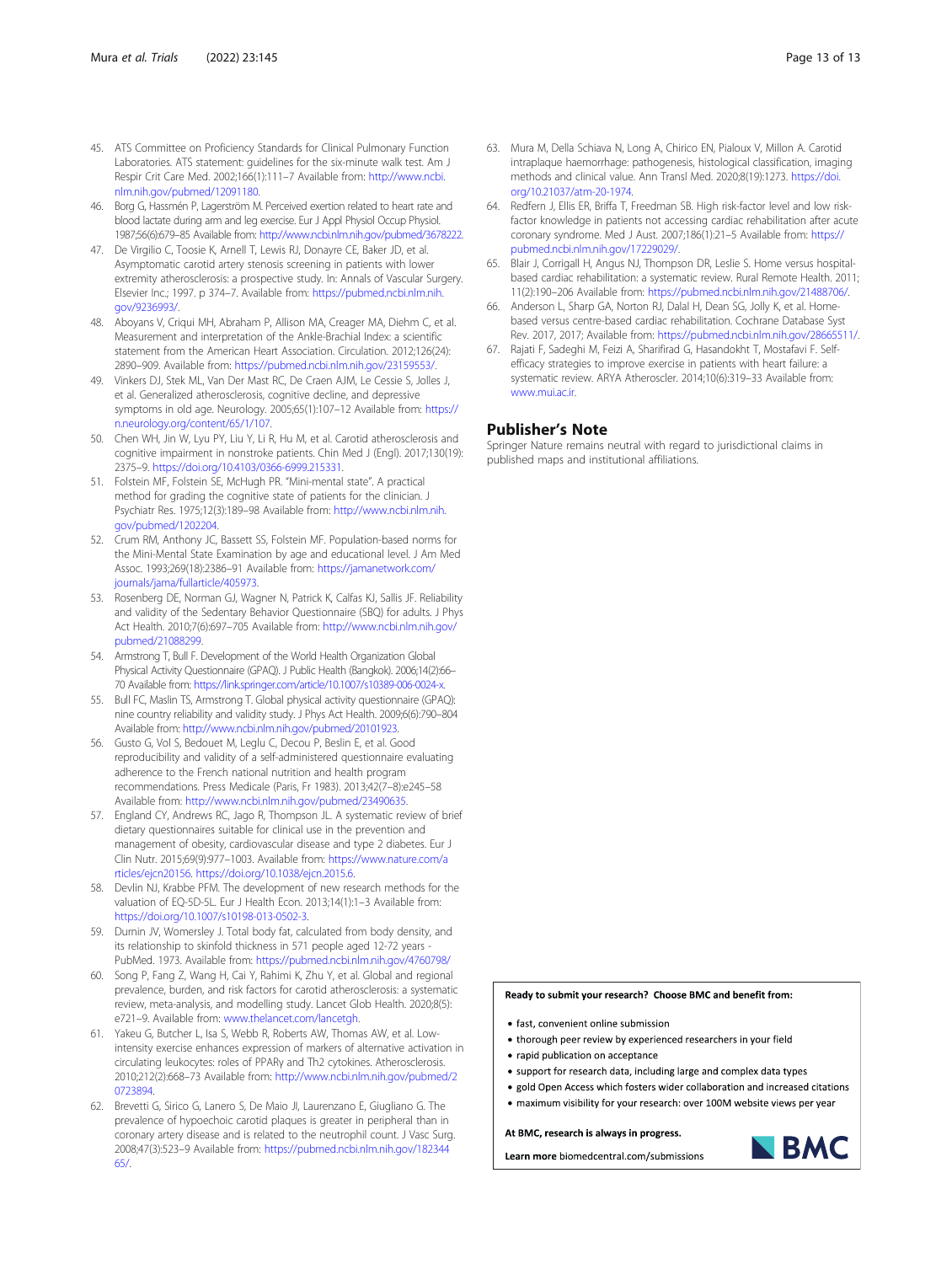45. ATS Committee on Proficiency Standards for Clinical Pulmonary Function Laboratories. ATS statement: guidelines for the six-minute walk test. Am J Respir Crit Care Med. 2002;166(1):111–7 Available from: http://www.ncbi.nlm.nih.gov/pubmed/12091180.
46. Borg G, Hassmén P, Lagerström M. Perceived exertion related to heart rate and blood lactate during arm and leg exercise. Eur J Appl Physiol Occup Physiol. 1987;56(6):679–85 Available from: http://www.ncbi.nlm.nih.gov/pubmed/3678222.
47. De Virgilio C, Toosie K, Arnell T, Lewis RJ, Donayre CE, Baker JD, et al. Asymptomatic carotid artery stenosis screening in patients with lower extremity atherosclerosis: a prospective study. In: Annals of Vascular Surgery. Elsevier Inc.; 1997. p 374–7. Available from: https://pubmed.ncbi.nlm.nih.gov/9236993/.
48. Aboyans V, Criqui MH, Abraham P, Allison MA, Creager MA, Diehm C, et al. Measurement and interpretation of the Ankle-Brachial Index: a scientific statement from the American Heart Association. Circulation. 2012;126(24): 2890–909. Available from: https://pubmed.ncbi.nlm.nih.gov/23159553/.
49. Vinkers DJ, Stek ML, Van Der Mast RC, De Craen AJM, Le Cessie S, Jolles J, et al. Generalized atherosclerosis, cognitive decline, and depressive symptoms in old age. Neurology. 2005;65(1):107–12 Available from: https://n.neurology.org/content/65/1/107.
50. Chen WH, Jin W, Lyu PY, Liu Y, Li R, Hu M, et al. Carotid atherosclerosis and cognitive impairment in nonstroke patients. Chin Med J (Engl). 2017;130(19): 2375–9. https://doi.org/10.4103/0366-6999.215331.
51. Folstein MF, Folstein SE, McHugh PR. "Mini-mental state". A practical method for grading the cognitive state of patients for the clinician. J Psychiatr Res. 1975;12(3):189–98 Available from: http://www.ncbi.nlm.nih.gov/pubmed/1202204.
52. Crum RM, Anthony JC, Bassett SS, Folstein MF. Population-based norms for the Mini-Mental State Examination by age and educational level. J Am Med Assoc. 1993;269(18):2386–91 Available from: https://jamanetwork.com/journals/jama/fullarticle/405973.
53. Rosenberg DE, Norman GJ, Wagner N, Patrick K, Calfas KJ, Sallis JF. Reliability and validity of the Sedentary Behavior Questionnaire (SBQ) for adults. J Phys Act Health. 2010;7(6):697–705 Available from: http://www.ncbi.nlm.nih.gov/pubmed/21088299.
54. Armstrong T, Bull F. Development of the World Health Organization Global Physical Activity Questionnaire (GPAQ). J Public Health (Bangkok). 2006;14(2):66–70 Available from: https://link.springer.com/article/10.1007/s10389-006-0024-x.
55. Bull FC, Maslin TS, Armstrong T. Global physical activity questionnaire (GPAQ): nine country reliability and validity study. J Phys Act Health. 2009;6(6):790–804 Available from: http://www.ncbi.nlm.nih.gov/pubmed/20101923.
56. Gusto G, Vol S, Bedouet M, Leglu C, Decou P, Beslin E, et al. Good reproducibility and validity of a self-administered questionnaire evaluating adherence to the French national nutrition and health program recommendations. Press Medicale (Paris, Fr 1983). 2013;42(7–8):e245–58 Available from: http://www.ncbi.nlm.nih.gov/pubmed/23490635.
57. England CY, Andrews RC, Jago R, Thompson JL. A systematic review of brief dietary questionnaires suitable for clinical use in the prevention and management of obesity, cardiovascular disease and type 2 diabetes. Eur J Clin Nutr. 2015;69(9):977–1003. Available from: https://www.nature.com/articles/ejcn20156. https://doi.org/10.1038/ejcn.2015.6.
58. Devlin NJ, Krabbe PFM. The development of new research methods for the valuation of EQ-5D-5L. Eur J Health Econ. 2013;14(1):1–3 Available from: https://doi.org/10.1007/s10198-013-0502-3.
59. Durnin JV, Womersley J. Total body fat, calculated from body density, and its relationship to skinfold thickness in 571 people aged 12-72 years - PubMed. 1973. Available from: https://pubmed.ncbi.nlm.nih.gov/4760798/
60. Song P, Fang Z, Wang H, Cai Y, Rahimi K, Zhu Y, et al. Global and regional prevalence, burden, and risk factors for carotid atherosclerosis: a systematic review, meta-analysis, and modelling study. Lancet Glob Health. 2020;8(5): e721–9. Available from: www.thelancet.com/lancetgh.
61. Yakeu G, Butcher L, Isa S, Webb R, Roberts AW, Thomas AW, et al. Low-intensity exercise enhances expression of markers of alternative activation in circulating leukocytes: roles of PPARγ and Th2 cytokines. Atherosclerosis. 2010;212(2):668–73 Available from: http://www.ncbi.nlm.nih.gov/pubmed/20723894.
62. Brevetti G, Sirico G, Lanero S, De Maio JI, Laurenzano E, Giugliano G. The prevalence of hypoechoic carotid plaques is greater in peripheral than in coronary artery disease and is related to the neutrophil count. J Vasc Surg. 2008;47(3):523–9 Available from: https://pubmed.ncbi.nlm.nih.gov/18234465/.
63. Mura M, Della Schiava N, Long A, Chirico EN, Pialoux V, Millon A. Carotid intraplaque haemorrhage: pathogenesis, histological classification, imaging methods and clinical value. Ann Transl Med. 2020;8(19):1273. https://doi.org/10.21037/atm-20-1974.
64. Redfern J, Ellis ER, Briffa T, Freedman SB. High risk-factor level and low risk-factor knowledge in patients not accessing cardiac rehabilitation after acute coronary syndrome. Med J Aust. 2007;186(1):21–5 Available from: https://pubmed.ncbi.nlm.nih.gov/17229029/.
65. Blair J, Corrigall H, Angus NJ, Thompson DR, Leslie S. Home versus hospital-based cardiac rehabilitation: a systematic review. Rural Remote Health. 2011; 11(2):190–206 Available from: https://pubmed.ncbi.nlm.nih.gov/21488706/.
66. Anderson L, Sharp GA, Norton RJ, Dalal H, Dean SG, Jolly K, et al. Home-based versus centre-based cardiac rehabilitation. Cochrane Database Syst Rev. 2017, 2017; Available from: https://pubmed.ncbi.nlm.nih.gov/28665511/.
67. Rajati F, Sadeghi M, Feizi A, Sharifirad G, Hasandokht T, Mostafavi F. Self-efficacy strategies to improve exercise in patients with heart failure: a systematic review. ARYA Atheroscler. 2014;10(6):319–33 Available from: www.mui.ac.ir.

## Publisher's Note

Springer Nature remains neutral with regard to jurisdictional claims in published maps and institutional affiliations.

**Ready to submit your research? Choose BMC and benefit from:**

- fast, convenient online submission
- thorough peer review by experienced researchers in your field
- rapid publication on acceptance
- support for research data, including large and complex data types
- gold Open Access which fosters wider collaboration and increased citations
- maximum visibility for your research: over 100M website views per year

**At BMC, research is always in progress.**

**Learn more** biomedcentral.com/submissions

BMC